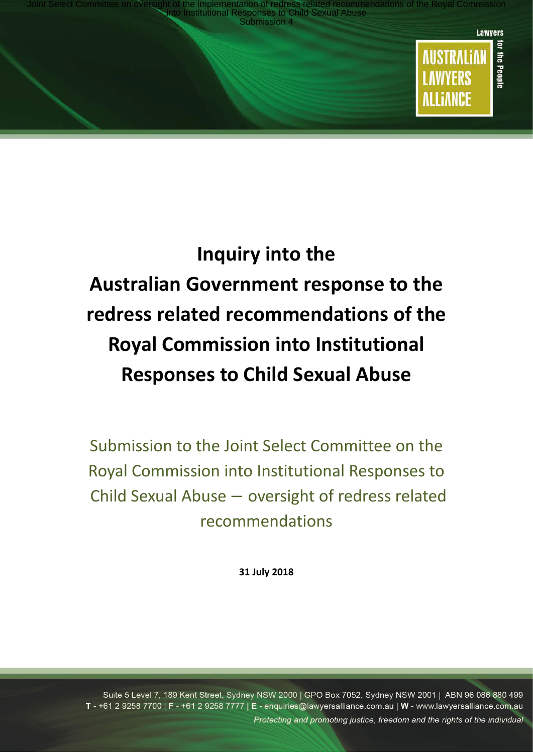# Inquiry into the Australian Government response to the redress related recommendations of the Royal Commission into Institutional Responses to Child Sexual Abuse

Submission to the Joint Select Committee on the Royal Commission into Institutional Responses to Child Sexual Abuse – oversight of redress related recommendations

**31 July 2018**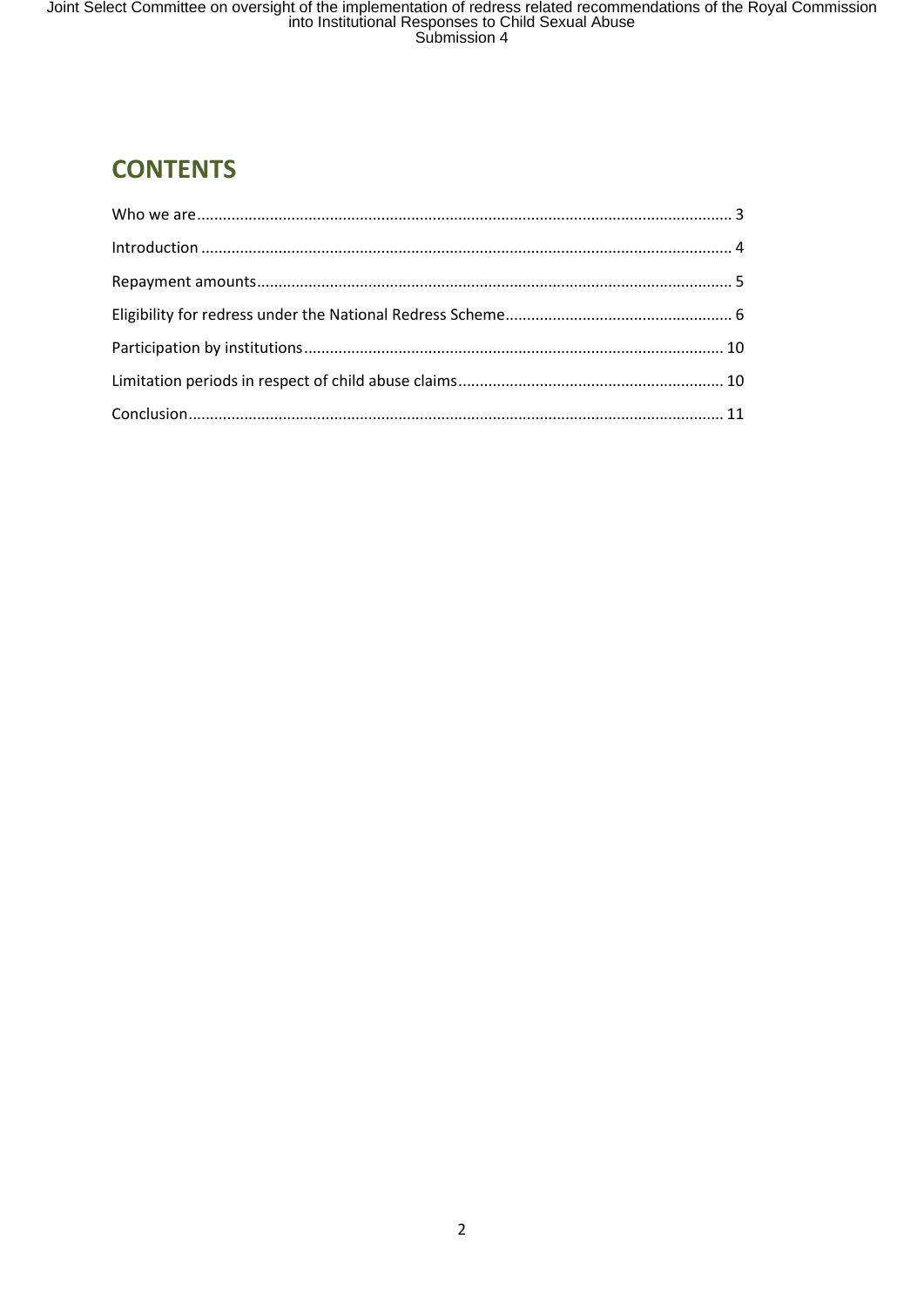# CONTENTS

Who we are ........................................................................................................................ 3

Introduction ....................................................................................................................... 4

Repayment amounts.......................................................................................................... 5

Eligibility for redress under the National Redress Scheme.................................................... 6

Participation by institutions................................................................................................ 10

Limitation periods in respect of child abuse claims............................................................. 10

Conclusion......................................................................................................................... 11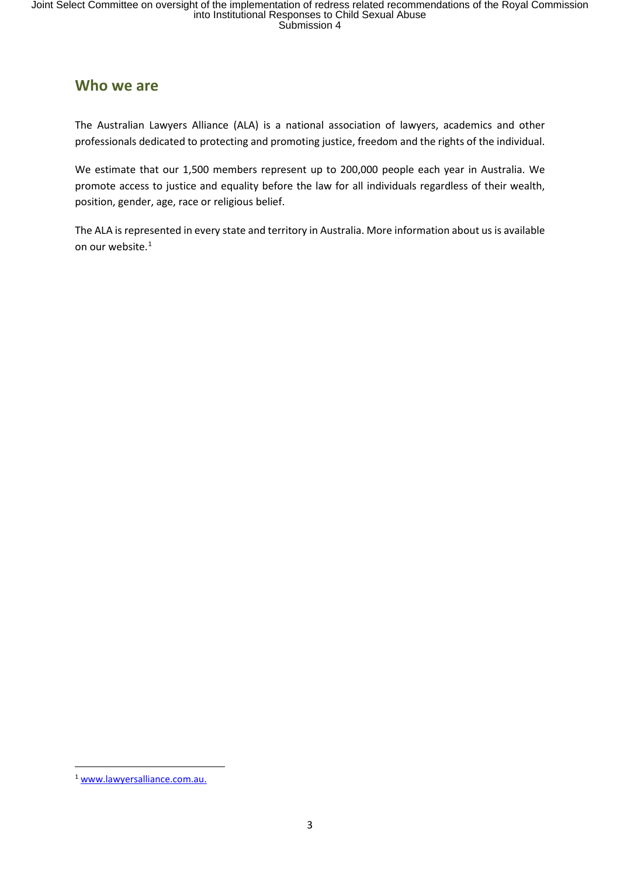## Who we are

The Australian Lawyers Alliance (ALA) is a national association of lawyers, academics and other professionals dedicated to protecting and promoting justice, freedom and the rights of the individual.

We estimate that our 1,500 members represent up to 200,000 people each year in Australia. We promote access to justice and equality before the law for all individuals regardless of their wealth, position, gender, age, race or religious belief.

The ALA is represented in every state and territory in Australia. More information about us is available on our website.[1]

---

[1] www.lawyersalliance.com.au.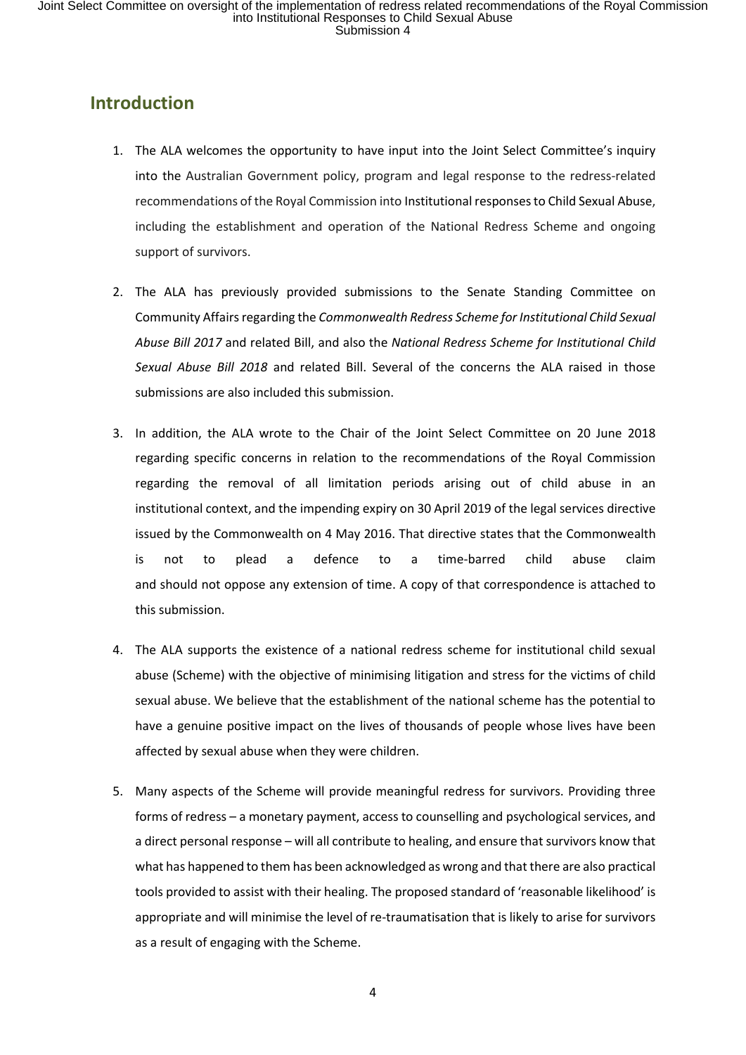## Introduction

1. The ALA welcomes the opportunity to have input into the Joint Select Committee's inquiry into the Australian Government policy, program and legal response to the redress-related recommendations of the Royal Commission into Institutional responses to Child Sexual Abuse, including the establishment and operation of the National Redress Scheme and ongoing support of survivors.

2. The ALA has previously provided submissions to the Senate Standing Committee on Community Affairs regarding the *Commonwealth Redress Scheme for Institutional Child Sexual Abuse Bill 2017* and related Bill, and also the *National Redress Scheme for Institutional Child Sexual Abuse Bill 2018* and related Bill. Several of the concerns the ALA raised in those submissions are also included this submission.

3. In addition, the ALA wrote to the Chair of the Joint Select Committee on 20 June 2018 regarding specific concerns in relation to the recommendations of the Royal Commission regarding the removal of all limitation periods arising out of child abuse in an institutional context, and the impending expiry on 30 April 2019 of the legal services directive issued by the Commonwealth on 4 May 2016. That directive states that the Commonwealth is not to plead a defence to a time-barred child abuse claim and should not oppose any extension of time. A copy of that correspondence is attached to this submission.

4. The ALA supports the existence of a national redress scheme for institutional child sexual abuse (Scheme) with the objective of minimising litigation and stress for the victims of child sexual abuse. We believe that the establishment of the national scheme has the potential to have a genuine positive impact on the lives of thousands of people whose lives have been affected by sexual abuse when they were children.

5. Many aspects of the Scheme will provide meaningful redress for survivors. Providing three forms of redress – a monetary payment, access to counselling and psychological services, and a direct personal response – will all contribute to healing, and ensure that survivors know that what has happened to them has been acknowledged as wrong and that there are also practical tools provided to assist with their healing. The proposed standard of 'reasonable likelihood' is appropriate and will minimise the level of re-traumatisation that is likely to arise for survivors as a result of engaging with the Scheme.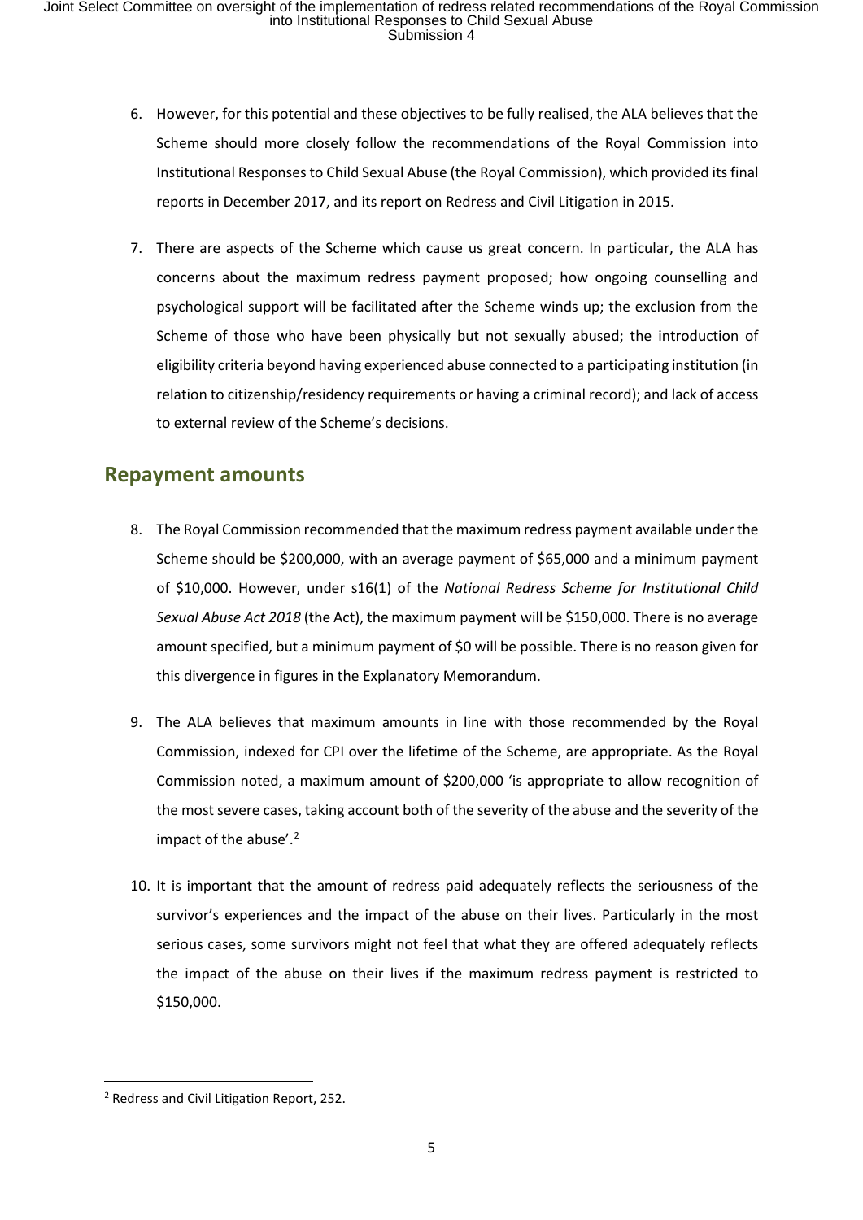6. However, for this potential and these objectives to be fully realised, the ALA believes that the Scheme should more closely follow the recommendations of the Royal Commission into Institutional Responses to Child Sexual Abuse (the Royal Commission), which provided its final reports in December 2017, and its report on Redress and Civil Litigation in 2015.

7. There are aspects of the Scheme which cause us great concern. In particular, the ALA has concerns about the maximum redress payment proposed; how ongoing counselling and psychological support will be facilitated after the Scheme winds up; the exclusion from the Scheme of those who have been physically but not sexually abused; the introduction of eligibility criteria beyond having experienced abuse connected to a participating institution (in relation to citizenship/residency requirements or having a criminal record); and lack of access to external review of the Scheme's decisions.

## Repayment amounts

8. The Royal Commission recommended that the maximum redress payment available under the Scheme should be $200,000, with an average payment of $65,000 and a minimum payment of $10,000. However, under s16(1) of the *National Redress Scheme for Institutional Child Sexual Abuse Act 2018* (the Act), the maximum payment will be $150,000. There is no average amount specified, but a minimum payment of $0 will be possible. There is no reason given for this divergence in figures in the Explanatory Memorandum.

9. The ALA believes that maximum amounts in line with those recommended by the Royal Commission, indexed for CPI over the lifetime of the Scheme, are appropriate. As the Royal Commission noted, a maximum amount of $200,000 'is appropriate to allow recognition of the most severe cases, taking account both of the severity of the abuse and the severity of the impact of the abuse'.[2]

10. It is important that the amount of redress paid adequately reflects the seriousness of the survivor's experiences and the impact of the abuse on their lives. Particularly in the most serious cases, some survivors might not feel that what they are offered adequately reflects the impact of the abuse on their lives if the maximum redress payment is restricted to $150,000.

---

[2] Redress and Civil Litigation Report, 252.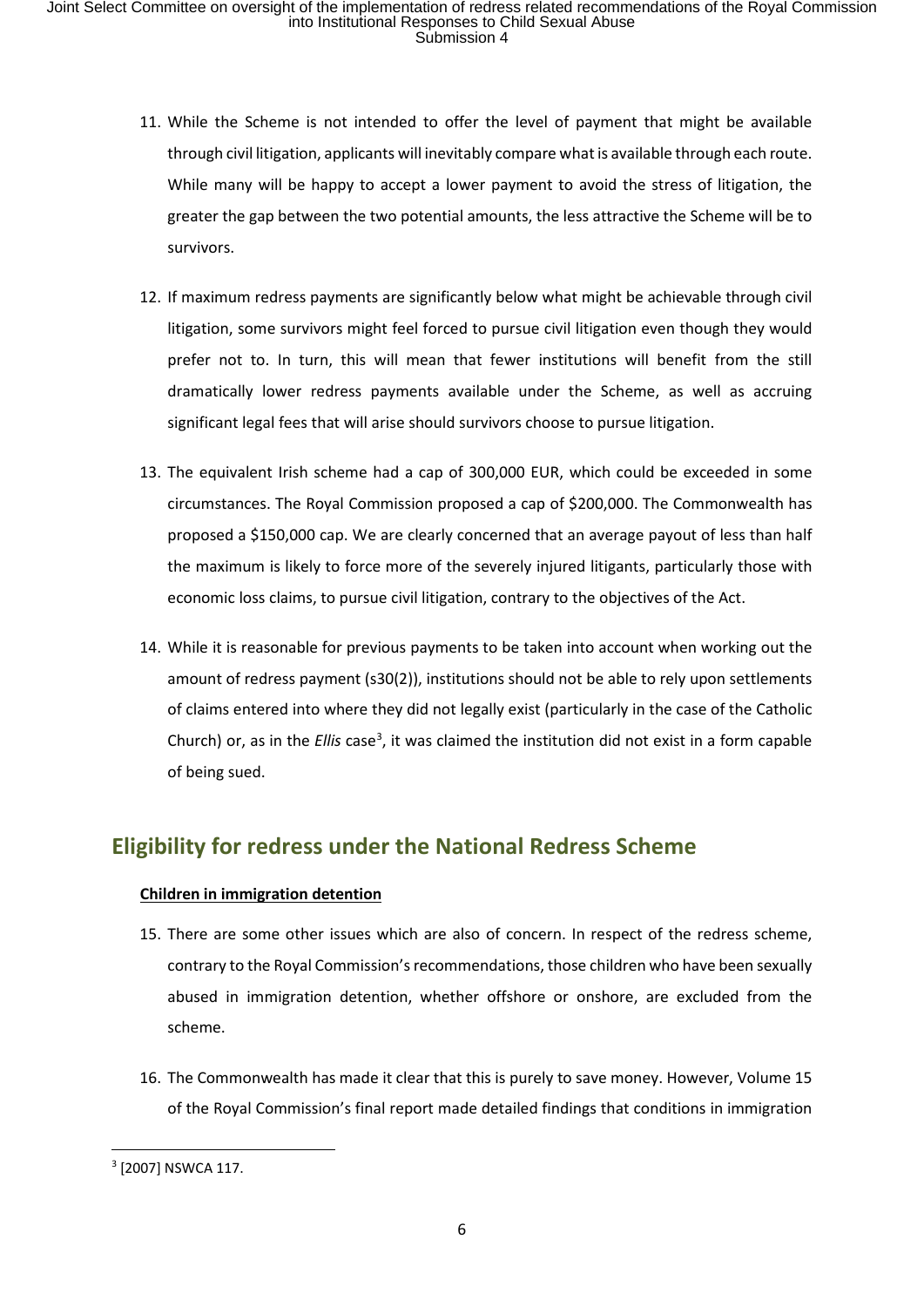11. While the Scheme is not intended to offer the level of payment that might be available through civil litigation, applicants will inevitably compare what is available through each route. While many will be happy to accept a lower payment to avoid the stress of litigation, the greater the gap between the two potential amounts, the less attractive the Scheme will be to survivors.

12. If maximum redress payments are significantly below what might be achievable through civil litigation, some survivors might feel forced to pursue civil litigation even though they would prefer not to. In turn, this will mean that fewer institutions will benefit from the still dramatically lower redress payments available under the Scheme, as well as accruing significant legal fees that will arise should survivors choose to pursue litigation.

13. The equivalent Irish scheme had a cap of 300,000 EUR, which could be exceeded in some circumstances. The Royal Commission proposed a cap of $200,000. The Commonwealth has proposed a $150,000 cap. We are clearly concerned that an average payout of less than half the maximum is likely to force more of the severely injured litigants, particularly those with economic loss claims, to pursue civil litigation, contrary to the objectives of the Act.

14. While it is reasonable for previous payments to be taken into account when working out the amount of redress payment (s30(2)), institutions should not be able to rely upon settlements of claims entered into where they did not legally exist (particularly in the case of the Catholic Church) or, as in the *Ellis* case[3], it was claimed the institution did not exist in a form capable of being sued.

## Eligibility for redress under the National Redress Scheme

**Children in immigration detention**

15. There are some other issues which are also of concern. In respect of the redress scheme, contrary to the Royal Commission's recommendations, those children who have been sexually abused in immigration detention, whether offshore or onshore, are excluded from the scheme.

16. The Commonwealth has made it clear that this is purely to save money. However, Volume 15 of the Royal Commission's final report made detailed findings that conditions in immigration

[3] [2007] NSWCA 117.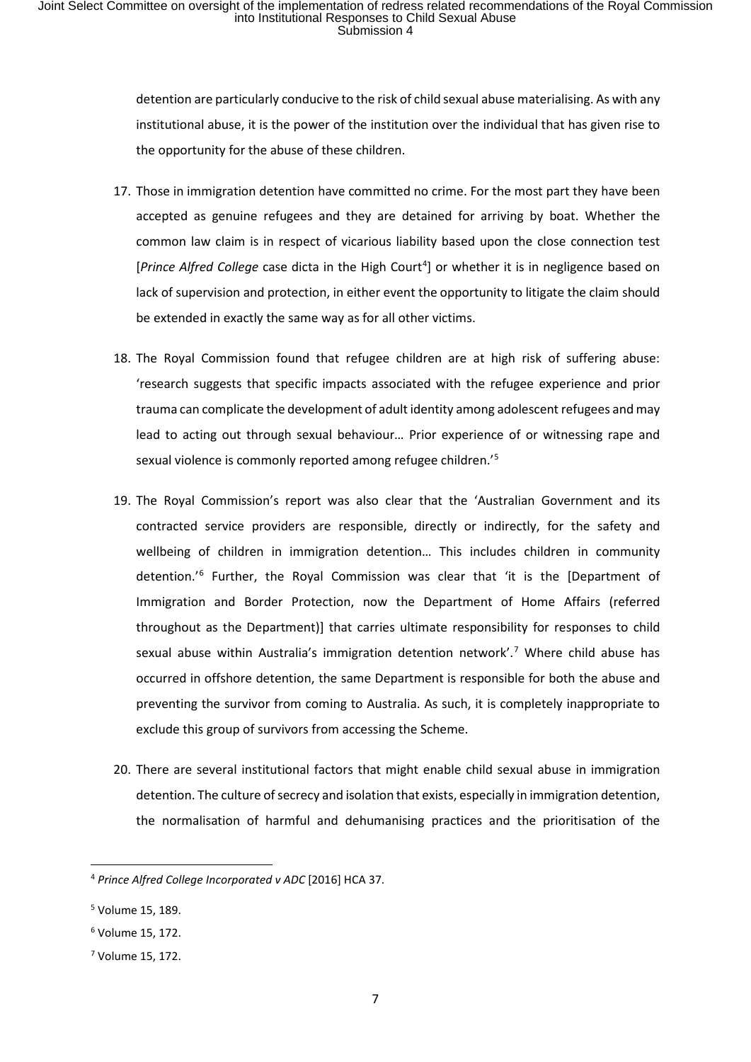detention are particularly conducive to the risk of child sexual abuse materialising. As with any institutional abuse, it is the power of the institution over the individual that has given rise to the opportunity for the abuse of these children.

17. Those in immigration detention have committed no crime. For the most part they have been accepted as genuine refugees and they are detained for arriving by boat. Whether the common law claim is in respect of vicarious liability based upon the close connection test [*Prince Alfred College* case dicta in the High Court[4]] or whether it is in negligence based on lack of supervision and protection, in either event the opportunity to litigate the claim should be extended in exactly the same way as for all other victims.

18. The Royal Commission found that refugee children are at high risk of suffering abuse: 'research suggests that specific impacts associated with the refugee experience and prior trauma can complicate the development of adult identity among adolescent refugees and may lead to acting out through sexual behaviour… Prior experience of or witnessing rape and sexual violence is commonly reported among refugee children.'[5]

19. The Royal Commission's report was also clear that the 'Australian Government and its contracted service providers are responsible, directly or indirectly, for the safety and wellbeing of children in immigration detention… This includes children in community detention.'[6] Further, the Royal Commission was clear that 'it is the [Department of Immigration and Border Protection, now the Department of Home Affairs (referred throughout as the Department)] that carries ultimate responsibility for responses to child sexual abuse within Australia's immigration detention network'.[7] Where child abuse has occurred in offshore detention, the same Department is responsible for both the abuse and preventing the survivor from coming to Australia. As such, it is completely inappropriate to exclude this group of survivors from accessing the Scheme.

20. There are several institutional factors that might enable child sexual abuse in immigration detention. The culture of secrecy and isolation that exists, especially in immigration detention, the normalisation of harmful and dehumanising practices and the prioritisation of the

---

[4] *Prince Alfred College Incorporated v ADC* [2016] HCA 37.

[5] Volume 15, 189.

[6] Volume 15, 172.

[7] Volume 15, 172.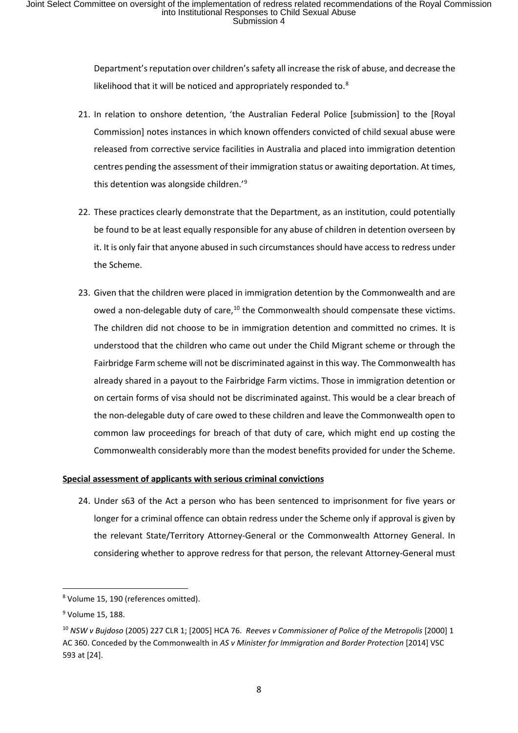Department's reputation over children's safety all increase the risk of abuse, and decrease the likelihood that it will be noticed and appropriately responded to.[8]

21. In relation to onshore detention, 'the Australian Federal Police [submission] to the [Royal Commission] notes instances in which known offenders convicted of child sexual abuse were released from corrective service facilities in Australia and placed into immigration detention centres pending the assessment of their immigration status or awaiting deportation. At times, this detention was alongside children.'[9]

22. These practices clearly demonstrate that the Department, as an institution, could potentially be found to be at least equally responsible for any abuse of children in detention overseen by it. It is only fair that anyone abused in such circumstances should have access to redress under the Scheme.

23. Given that the children were placed in immigration detention by the Commonwealth and are owed a non-delegable duty of care,[10] the Commonwealth should compensate these victims. The children did not choose to be in immigration detention and committed no crimes. It is understood that the children who came out under the Child Migrant scheme or through the Fairbridge Farm scheme will not be discriminated against in this way. The Commonwealth has already shared in a payout to the Fairbridge Farm victims. Those in immigration detention or on certain forms of visa should not be discriminated against. This would be a clear breach of the non-delegable duty of care owed to these children and leave the Commonwealth open to common law proceedings for breach of that duty of care, which might end up costing the Commonwealth considerably more than the modest benefits provided for under the Scheme.

**Special assessment of applicants with serious criminal convictions**

24. Under s63 of the Act a person who has been sentenced to imprisonment for five years or longer for a criminal offence can obtain redress under the Scheme only if approval is given by the relevant State/Territory Attorney-General or the Commonwealth Attorney General. In considering whether to approve redress for that person, the relevant Attorney-General must

---

[8] Volume 15, 190 (references omitted).

[9] Volume 15, 188.

[10] *NSW v Bujdoso* (2005) 227 CLR 1; [2005] HCA 76. *Reeves v Commissioner of Police of the Metropolis* [2000] 1 AC 360. Conceded by the Commonwealth in *AS v Minister for Immigration and Border Protection* [2014] VSC 593 at [24].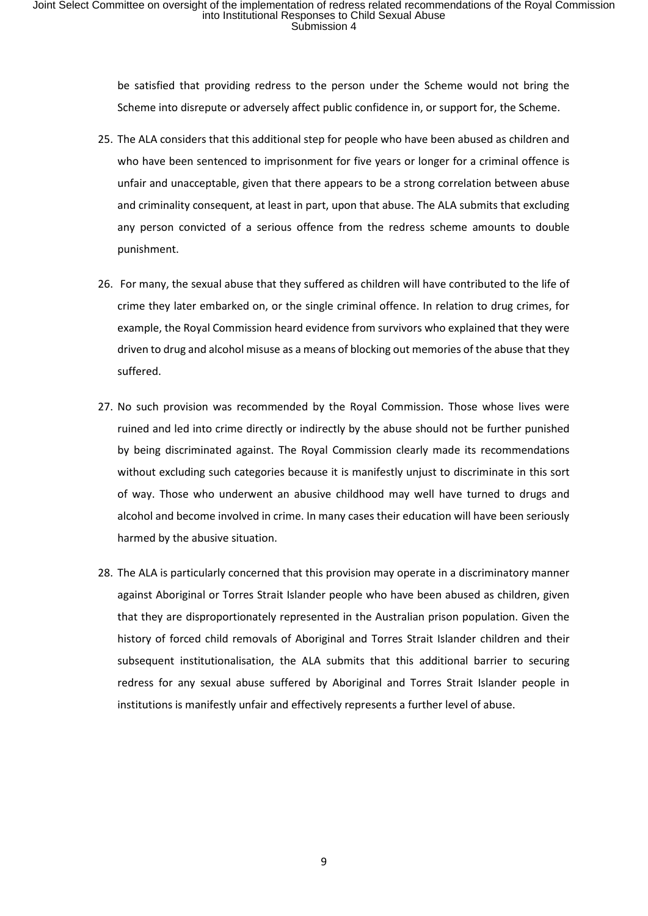be satisfied that providing redress to the person under the Scheme would not bring the Scheme into disrepute or adversely affect public confidence in, or support for, the Scheme.

25. The ALA considers that this additional step for people who have been abused as children and who have been sentenced to imprisonment for five years or longer for a criminal offence is unfair and unacceptable, given that there appears to be a strong correlation between abuse and criminality consequent, at least in part, upon that abuse. The ALA submits that excluding any person convicted of a serious offence from the redress scheme amounts to double punishment.

26. For many, the sexual abuse that they suffered as children will have contributed to the life of crime they later embarked on, or the single criminal offence. In relation to drug crimes, for example, the Royal Commission heard evidence from survivors who explained that they were driven to drug and alcohol misuse as a means of blocking out memories of the abuse that they suffered.

27. No such provision was recommended by the Royal Commission. Those whose lives were ruined and led into crime directly or indirectly by the abuse should not be further punished by being discriminated against. The Royal Commission clearly made its recommendations without excluding such categories because it is manifestly unjust to discriminate in this sort of way. Those who underwent an abusive childhood may well have turned to drugs and alcohol and become involved in crime. In many cases their education will have been seriously harmed by the abusive situation.

28. The ALA is particularly concerned that this provision may operate in a discriminatory manner against Aboriginal or Torres Strait Islander people who have been abused as children, given that they are disproportionately represented in the Australian prison population. Given the history of forced child removals of Aboriginal and Torres Strait Islander children and their subsequent institutionalisation, the ALA submits that this additional barrier to securing redress for any sexual abuse suffered by Aboriginal and Torres Strait Islander people in institutions is manifestly unfair and effectively represents a further level of abuse.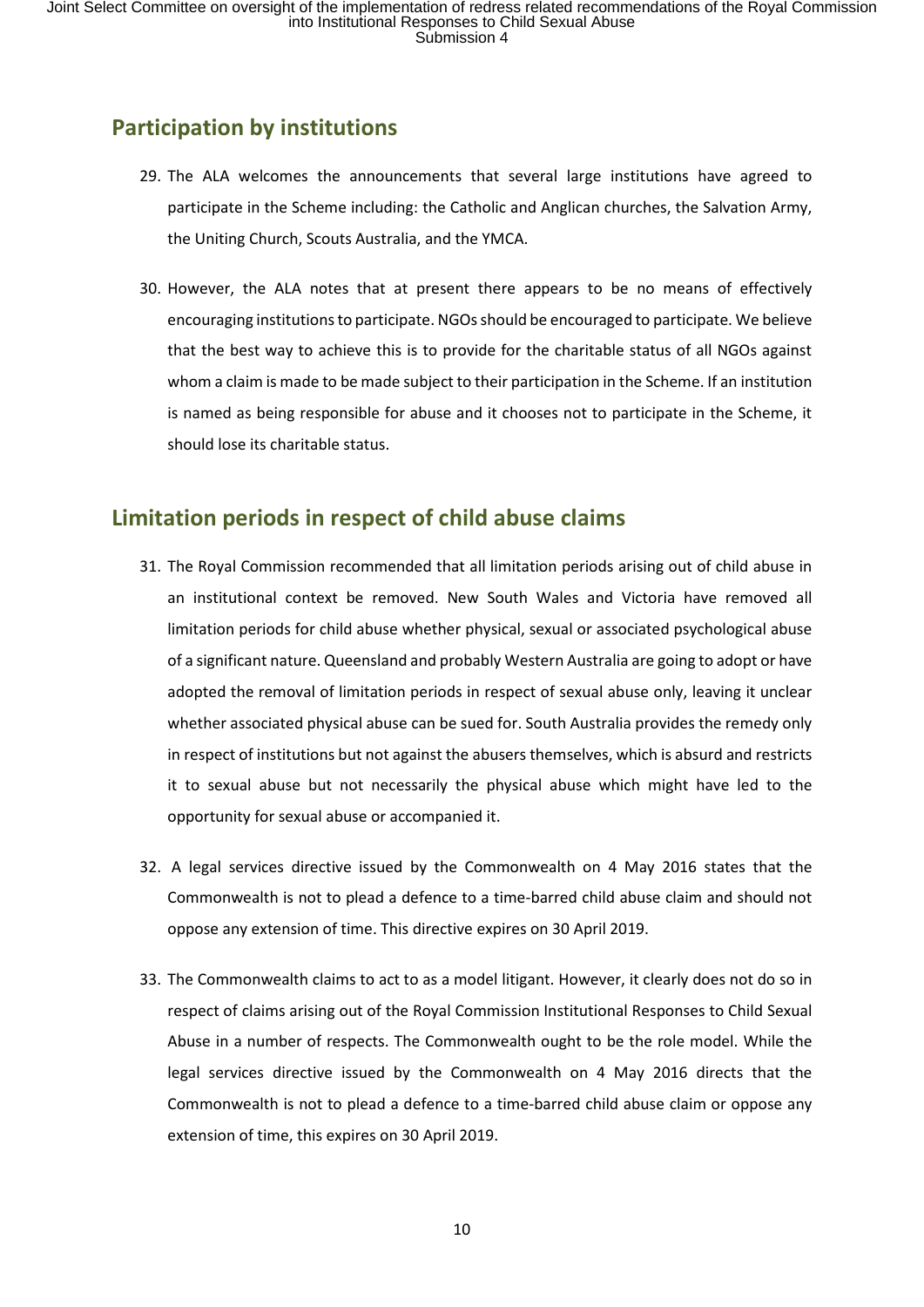## Participation by institutions

29. The ALA welcomes the announcements that several large institutions have agreed to participate in the Scheme including: the Catholic and Anglican churches, the Salvation Army, the Uniting Church, Scouts Australia, and the YMCA.

30. However, the ALA notes that at present there appears to be no means of effectively encouraging institutions to participate. NGOs should be encouraged to participate. We believe that the best way to achieve this is to provide for the charitable status of all NGOs against whom a claim is made to be made subject to their participation in the Scheme. If an institution is named as being responsible for abuse and it chooses not to participate in the Scheme, it should lose its charitable status.

## Limitation periods in respect of child abuse claims

31. The Royal Commission recommended that all limitation periods arising out of child abuse in an institutional context be removed. New South Wales and Victoria have removed all limitation periods for child abuse whether physical, sexual or associated psychological abuse of a significant nature. Queensland and probably Western Australia are going to adopt or have adopted the removal of limitation periods in respect of sexual abuse only, leaving it unclear whether associated physical abuse can be sued for. South Australia provides the remedy only in respect of institutions but not against the abusers themselves, which is absurd and restricts it to sexual abuse but not necessarily the physical abuse which might have led to the opportunity for sexual abuse or accompanied it.

32. A legal services directive issued by the Commonwealth on 4 May 2016 states that the Commonwealth is not to plead a defence to a time-barred child abuse claim and should not oppose any extension of time. This directive expires on 30 April 2019.

33. The Commonwealth claims to act to as a model litigant. However, it clearly does not do so in respect of claims arising out of the Royal Commission Institutional Responses to Child Sexual Abuse in a number of respects. The Commonwealth ought to be the role model. While the legal services directive issued by the Commonwealth on 4 May 2016 directs that the Commonwealth is not to plead a defence to a time-barred child abuse claim or oppose any extension of time, this expires on 30 April 2019.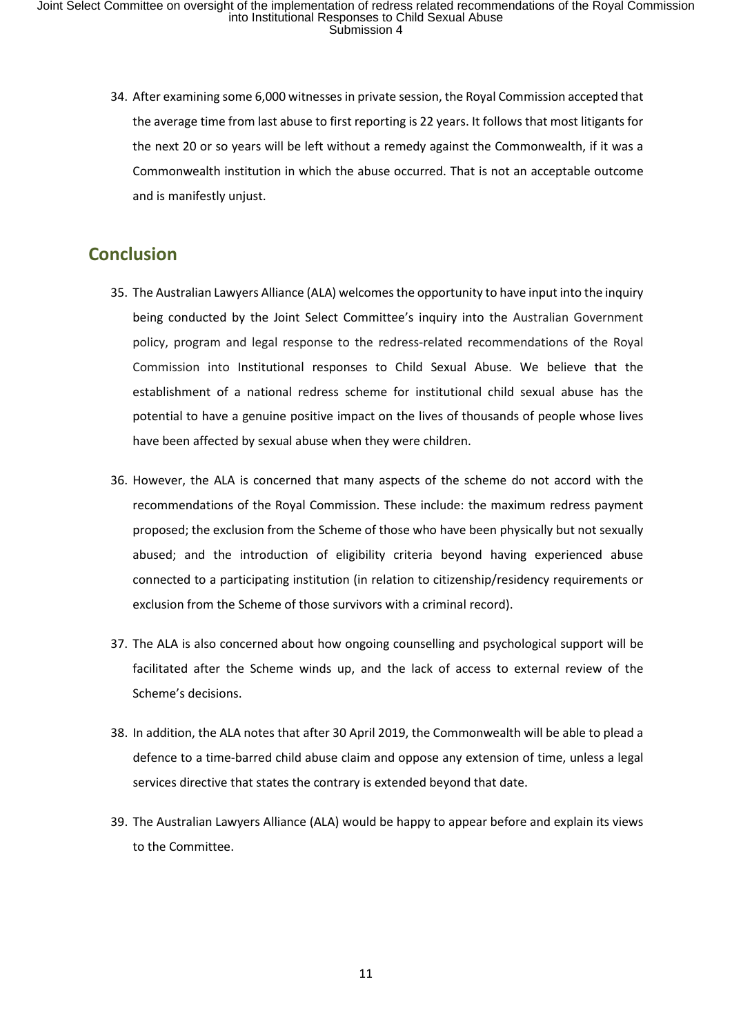34. After examining some 6,000 witnesses in private session, the Royal Commission accepted that the average time from last abuse to first reporting is 22 years. It follows that most litigants for the next 20 or so years will be left without a remedy against the Commonwealth, if it was a Commonwealth institution in which the abuse occurred. That is not an acceptable outcome and is manifestly unjust.

## Conclusion

35. The Australian Lawyers Alliance (ALA) welcomes the opportunity to have input into the inquiry being conducted by the Joint Select Committee's inquiry into the Australian Government policy, program and legal response to the redress-related recommendations of the Royal Commission into Institutional responses to Child Sexual Abuse. We believe that the establishment of a national redress scheme for institutional child sexual abuse has the potential to have a genuine positive impact on the lives of thousands of people whose lives have been affected by sexual abuse when they were children.

36. However, the ALA is concerned that many aspects of the scheme do not accord with the recommendations of the Royal Commission. These include: the maximum redress payment proposed; the exclusion from the Scheme of those who have been physically but not sexually abused; and the introduction of eligibility criteria beyond having experienced abuse connected to a participating institution (in relation to citizenship/residency requirements or exclusion from the Scheme of those survivors with a criminal record).

37. The ALA is also concerned about how ongoing counselling and psychological support will be facilitated after the Scheme winds up, and the lack of access to external review of the Scheme's decisions.

38. In addition, the ALA notes that after 30 April 2019, the Commonwealth will be able to plead a defence to a time-barred child abuse claim and oppose any extension of time, unless a legal services directive that states the contrary is extended beyond that date.

39. The Australian Lawyers Alliance (ALA) would be happy to appear before and explain its views to the Committee.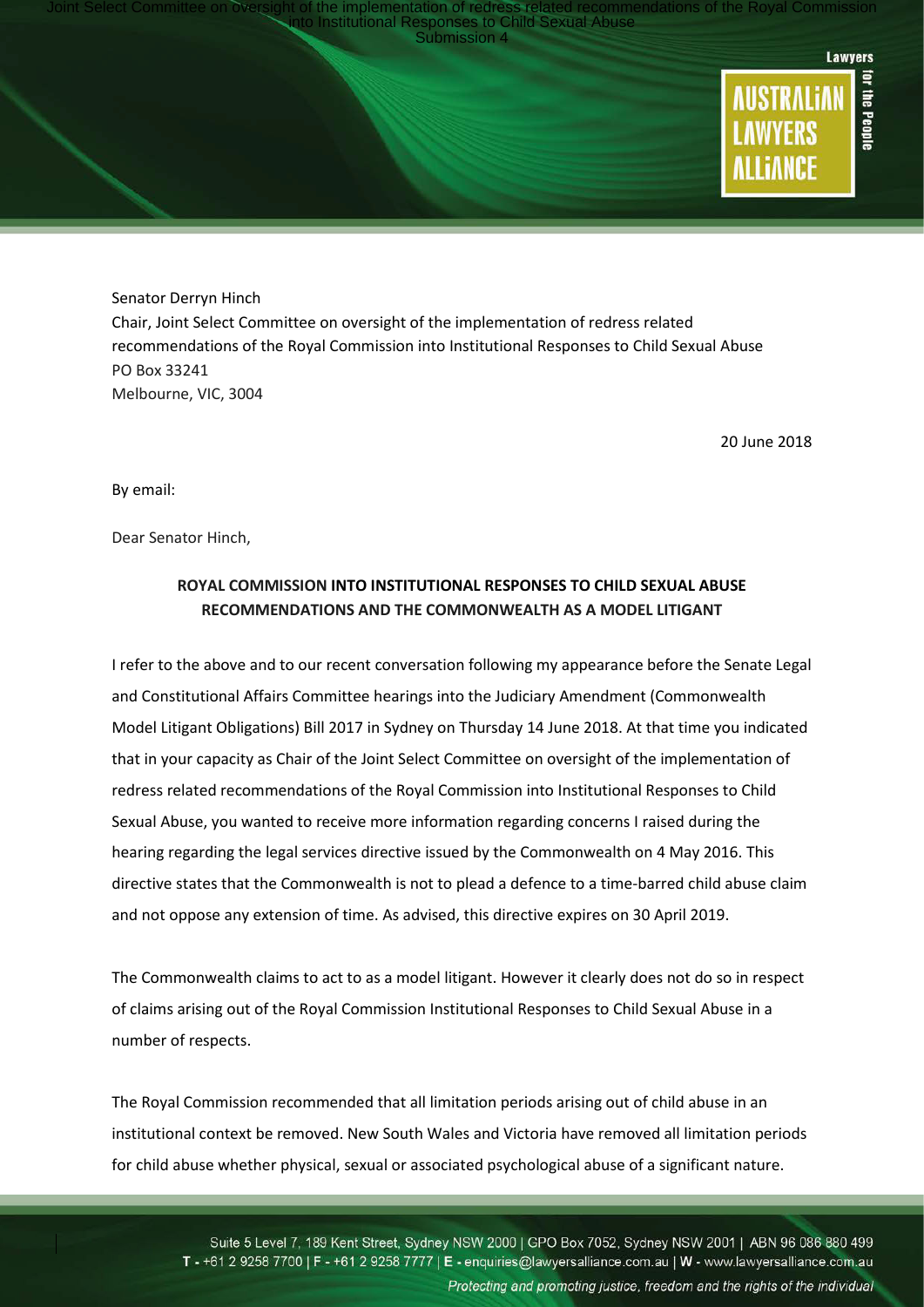Senator Derryn Hinch
Chair, Joint Select Committee on oversight of the implementation of redress related recommendations of the Royal Commission into Institutional Responses to Child Sexual Abuse
PO Box 33241
Melbourne, VIC, 3004

20 June 2018

By email:

Dear Senator Hinch,

**ROYAL COMMISSION INTO INSTITUTIONAL RESPONSES TO CHILD SEXUAL ABUSE RECOMMENDATIONS AND THE COMMONWEALTH AS A MODEL LITIGANT**

I refer to the above and to our recent conversation following my appearance before the Senate Legal and Constitutional Affairs Committee hearings into the Judiciary Amendment (Commonwealth Model Litigant Obligations) Bill 2017 in Sydney on Thursday 14 June 2018. At that time you indicated that in your capacity as Chair of the Joint Select Committee on oversight of the implementation of redress related recommendations of the Royal Commission into Institutional Responses to Child Sexual Abuse, you wanted to receive more information regarding concerns I raised during the hearing regarding the legal services directive issued by the Commonwealth on 4 May 2016. This directive states that the Commonwealth is not to plead a defence to a time-barred child abuse claim and not oppose any extension of time. As advised, this directive expires on 30 April 2019.

The Commonwealth claims to act to as a model litigant. However it clearly does not do so in respect of claims arising out of the Royal Commission Institutional Responses to Child Sexual Abuse in a number of respects.

The Royal Commission recommended that all limitation periods arising out of child abuse in an institutional context be removed. New South Wales and Victoria have removed all limitation periods for child abuse whether physical, sexual or associated psychological abuse of a significant nature.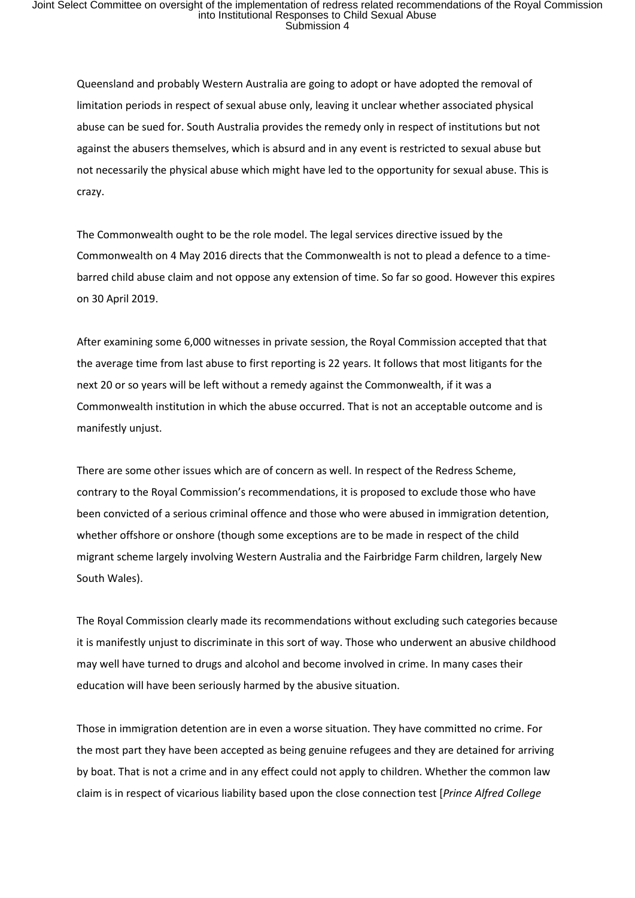Queensland and probably Western Australia are going to adopt or have adopted the removal of limitation periods in respect of sexual abuse only, leaving it unclear whether associated physical abuse can be sued for. South Australia provides the remedy only in respect of institutions but not against the abusers themselves, which is absurd and in any event is restricted to sexual abuse but not necessarily the physical abuse which might have led to the opportunity for sexual abuse. This is crazy.

The Commonwealth ought to be the role model. The legal services directive issued by the Commonwealth on 4 May 2016 directs that the Commonwealth is not to plead a defence to a time-barred child abuse claim and not oppose any extension of time. So far so good. However this expires on 30 April 2019.

After examining some 6,000 witnesses in private session, the Royal Commission accepted that that the average time from last abuse to first reporting is 22 years. It follows that most litigants for the next 20 or so years will be left without a remedy against the Commonwealth, if it was a Commonwealth institution in which the abuse occurred. That is not an acceptable outcome and is manifestly unjust.

There are some other issues which are of concern as well. In respect of the Redress Scheme, contrary to the Royal Commission's recommendations, it is proposed to exclude those who have been convicted of a serious criminal offence and those who were abused in immigration detention, whether offshore or onshore (though some exceptions are to be made in respect of the child migrant scheme largely involving Western Australia and the Fairbridge Farm children, largely New South Wales).

The Royal Commission clearly made its recommendations without excluding such categories because it is manifestly unjust to discriminate in this sort of way. Those who underwent an abusive childhood may well have turned to drugs and alcohol and become involved in crime. In many cases their education will have been seriously harmed by the abusive situation.

Those in immigration detention are in even a worse situation. They have committed no crime. For the most part they have been accepted as being genuine refugees and they are detained for arriving by boat. That is not a crime and in any effect could not apply to children. Whether the common law claim is in respect of vicarious liability based upon the close connection test [*Prince Alfred College*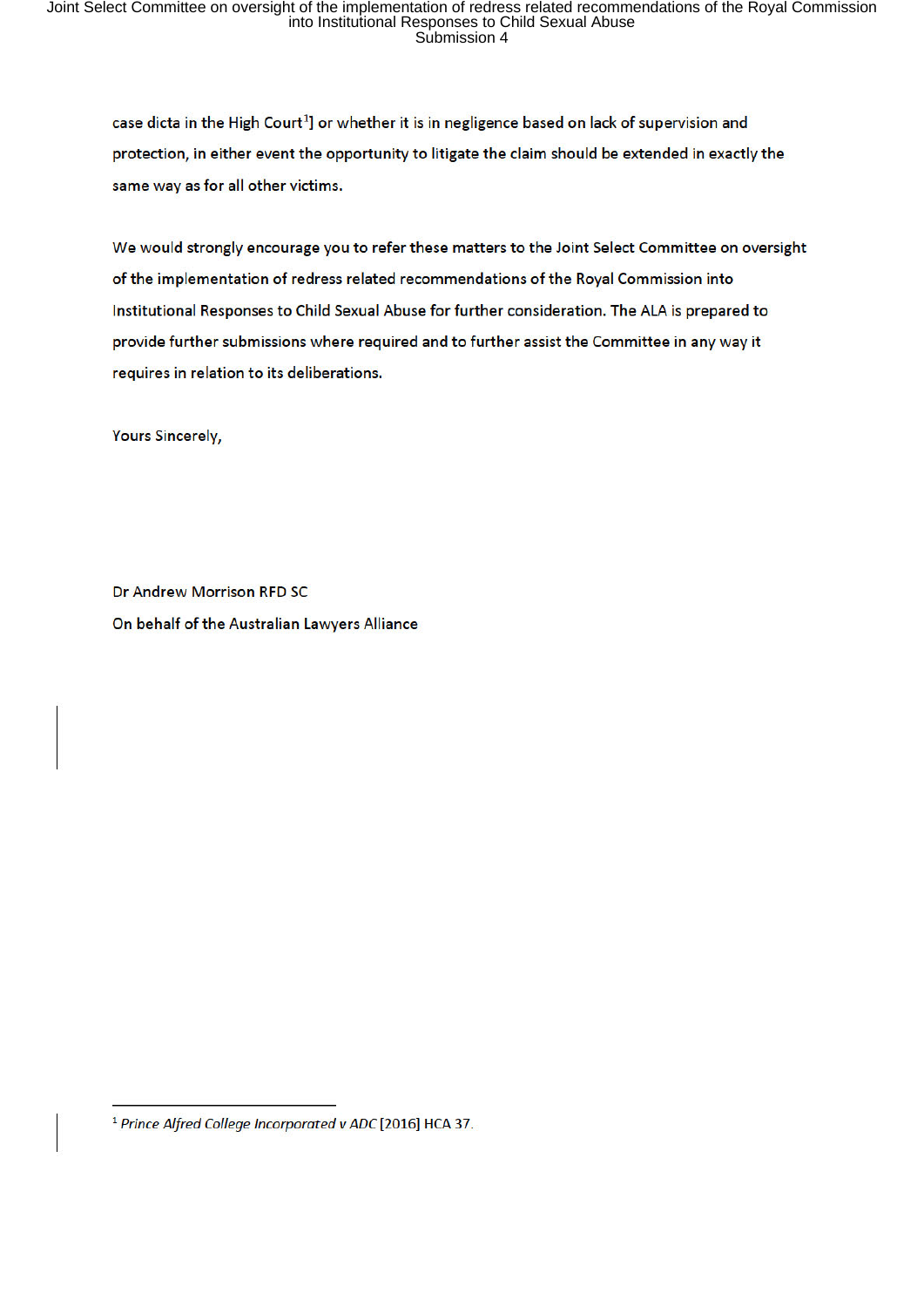case dicta in the High Court[1]] or whether it is in negligence based on lack of supervision and protection, in either event the opportunity to litigate the claim should be extended in exactly the same way as for all other victims.

We would strongly encourage you to refer these matters to the Joint Select Committee on oversight of the implementation of redress related recommendations of the Royal Commission into Institutional Responses to Child Sexual Abuse for further consideration. The ALA is prepared to provide further submissions where required and to further assist the Committee in any way it requires in relation to its deliberations.

Yours Sincerely,

Dr Andrew Morrison RFD SC

On behalf of the Australian Lawyers Alliance

---

[1] *Prince Alfred College Incorporated v ADC* [2016] HCA 37.